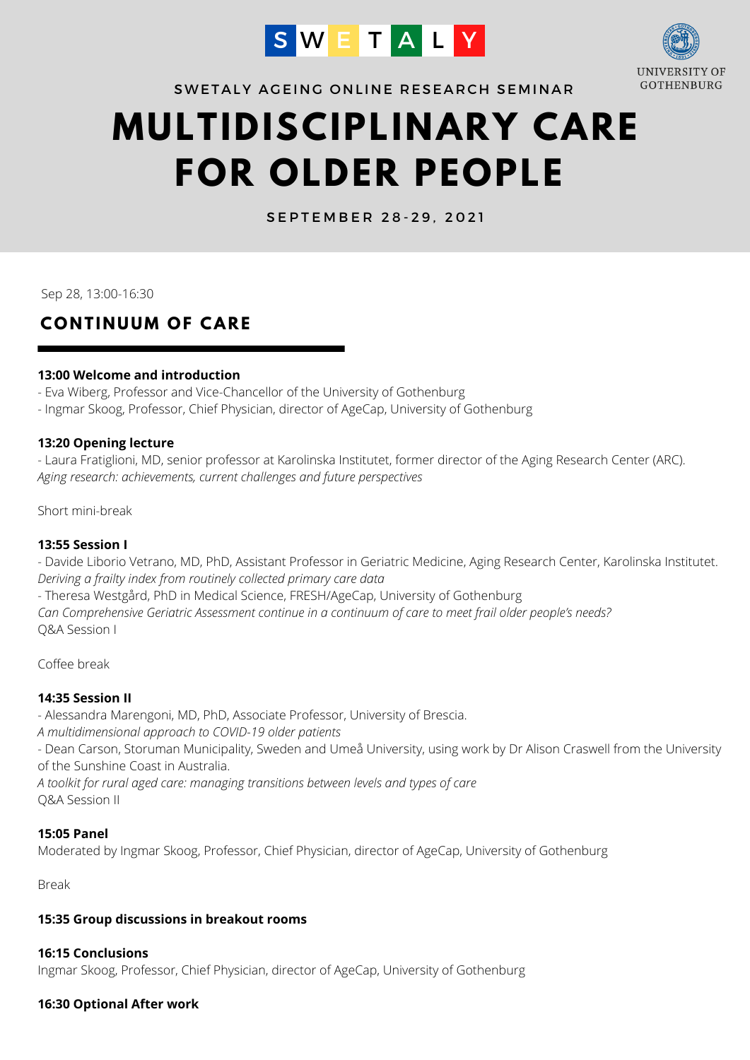SWETALY

UNIVERSITY OF GOTHENBURG

SWETALY AGEING ONLINE RESEARCH SEMINAR

# MULTIDISCIPLINARY CARE FOR OLDER PEOPLE

SEPTEMBER 28-29, 2021

Sep 28, 13:00-16:30

## CONTINUUM OF CARE

**13:00 Welcome and introduction**
- Eva Wiberg, Professor and Vice-Chancellor of the University of Gothenburg
- Ingmar Skoog, Professor, Chief Physician, director of AgeCap, University of Gothenburg

**13:20 Opening lecture**
- Laura Fratiglioni, MD, senior professor at Karolinska Institutet, former director of the Aging Research Center (ARC).
*Aging research: achievements, current challenges and future perspectives*

Short mini-break

**13:55 Session I**
- Davide Liborio Vetrano, MD, PhD, Assistant Professor in Geriatric Medicine, Aging Research Center, Karolinska Institutet.
*Deriving a frailty index from routinely collected primary care data*
- Theresa Westgård, PhD in Medical Science, FRESH/AgeCap, University of Gothenburg
*Can Comprehensive Geriatric Assessment continue in a continuum of care to meet frail older people's needs?*
Q&A Session I

Coffee break

**14:35 Session II**
- Alessandra Marengoni, MD, PhD, Associate Professor, University of Brescia.
*A multidimensional approach to COVID-19 older patients*
- Dean Carson, Storuman Municipality, Sweden and Umeå University, using work by Dr Alison Craswell from the University of the Sunshine Coast in Australia.
*A toolkit for rural aged care: managing transitions between levels and types of care*
Q&A Session II

**15:05 Panel**
Moderated by Ingmar Skoog, Professor, Chief Physician, director of AgeCap, University of Gothenburg

Break

**15:35 Group discussions in breakout rooms**

**16:15 Conclusions**
Ingmar Skoog, Professor, Chief Physician, director of AgeCap, University of Gothenburg

**16:30 Optional After work**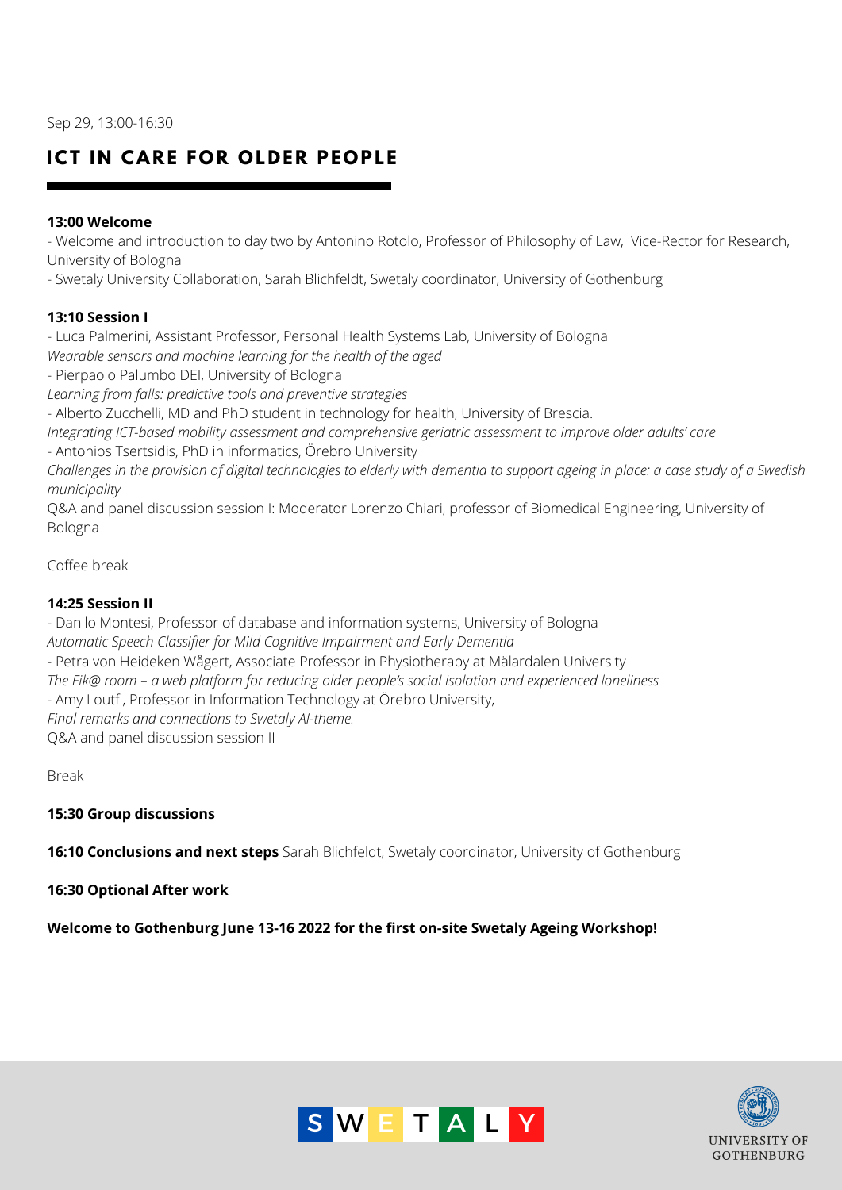Sep 29, 13:00-16:30

# ICT IN CARE FOR OLDER PEOPLE

**13:00 Welcome**

- Welcome and introduction to day two by Antonino Rotolo, Professor of Philosophy of Law, Vice-Rector for Research, University of Bologna
- Swetaly University Collaboration, Sarah Blichfeldt, Swetaly coordinator, University of Gothenburg

**13:10 Session I**

- Luca Palmerini, Assistant Professor, Personal Health Systems Lab, University of Bologna

*Wearable sensors and machine learning for the health of the aged*

- Pierpaolo Palumbo DEI, University of Bologna

*Learning from falls: predictive tools and preventive strategies*

- Alberto Zucchelli, MD and PhD student in technology for health, University of Brescia.

*Integrating ICT-based mobility assessment and comprehensive geriatric assessment to improve older adults' care*

- Antonios Tsertsidis, PhD in informatics, Örebro University

*Challenges in the provision of digital technologies to elderly with dementia to support ageing in place: a case study of a Swedish municipality*

Q&A and panel discussion session I: Moderator Lorenzo Chiari, professor of Biomedical Engineering, University of Bologna

Coffee break

**14:25 Session II**

- Danilo Montesi, Professor of database and information systems, University of Bologna

*Automatic Speech Classifier for Mild Cognitive Impairment and Early Dementia*

- Petra von Heideken Wågert, Associate Professor in Physiotherapy at Mälardalen University

*The Fik@ room – a web platform for reducing older people's social isolation and experienced loneliness*

- Amy Loutfi, Professor in Information Technology at Örebro University,

*Final remarks and connections to Swetaly AI-theme.*

Q&A and panel discussion session II

Break

**15:30 Group discussions**

**16:10 Conclusions and next steps** Sarah Blichfeldt, Swetaly coordinator, University of Gothenburg

**16:30 Optional After work**

**Welcome to Gothenburg June 13-16 2022 for the first on-site Swetaly Ageing Workshop!**

SWETALY

UNIVERSITY OF GOTHENBURG